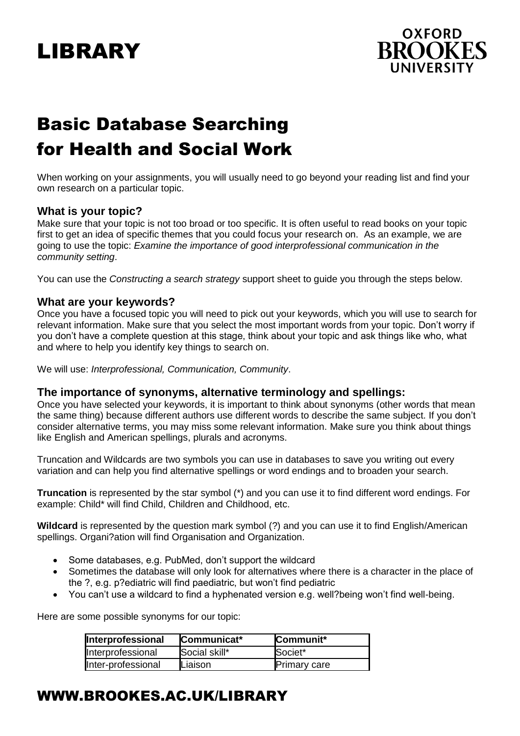# LIBRARY

OXFORD BROOKES UNIVERSITY

# Basic Database Searching for Health and Social Work

When working on your assignments, you will usually need to go beyond your reading list and find your own research on a particular topic.

### What is your topic?

Make sure that your topic is not too broad or too specific. It is often useful to read books on your topic first to get an idea of specific themes that you could focus your research on. As an example, we are going to use the topic: *Examine the importance of good interprofessional communication in the community setting*.

You can use the *Constructing a search strategy* support sheet to guide you through the steps below.

### What are your keywords?

Once you have a focused topic you will need to pick out your keywords, which you will use to search for relevant information. Make sure that you select the most important words from your topic. Don't worry if you don't have a complete question at this stage, think about your topic and ask things like who, what and where to help you identify key things to search on.

We will use: *Interprofessional, Communication, Community*.

### The importance of synonyms, alternative terminology and spellings:

Once you have selected your keywords, it is important to think about synonyms (other words that mean the same thing) because different authors use different words to describe the same subject. If you don't consider alternative terms, you may miss some relevant information. Make sure you think about things like English and American spellings, plurals and acronyms.

Truncation and Wildcards are two symbols you can use in databases to save you writing out every variation and can help you find alternative spellings or word endings and to broaden your search.

**Truncation** is represented by the star symbol (*) and you can use it to find different word endings. For example: Child* will find Child, Children and Childhood, etc.

**Wildcard** is represented by the question mark symbol (?) and you can use it to find English/American spellings. Organi?ation will find Organisation and Organization.

- Some databases, e.g. PubMed, don't support the wildcard
- Sometimes the database will only look for alternatives where there is a character in the place of the ?, e.g. p?ediatric will find paediatric, but won't find pediatric
- You can't use a wildcard to find a hyphenated version e.g. well?being won't find well-being.

Here are some possible synonyms for our topic:

| Interprofessional | Communicat* | Communit* |
|---|---|---|
| Interprofessional | Social skill* | Societ* |
| Inter-professional | Liaison | Primary care |

## WWW.BROOKES.AC.UK/LIBRARY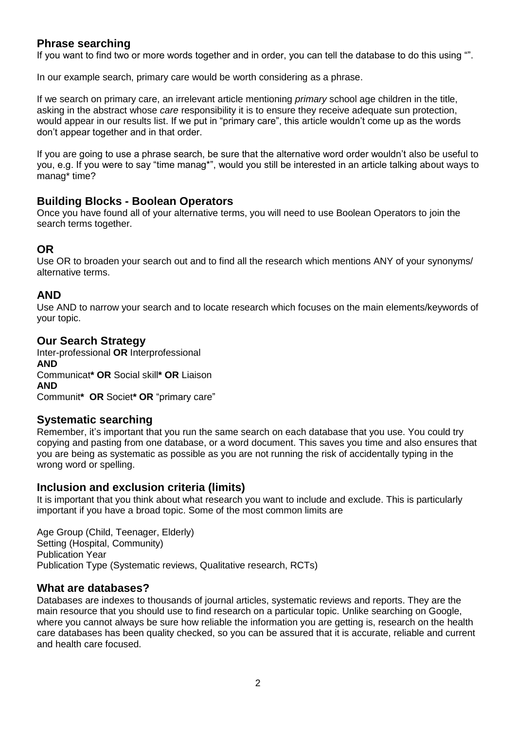## Phrase searching

If you want to find two or more words together and in order, you can tell the database to do this using "".

In our example search, primary care would be worth considering as a phrase.

If we search on primary care, an irrelevant article mentioning *primary* school age children in the title, asking in the abstract whose *care* responsibility it is to ensure they receive adequate sun protection, would appear in our results list. If we put in "primary care", this article wouldn't come up as the words don't appear together and in that order.

If you are going to use a phrase search, be sure that the alternative word order wouldn't also be useful to you, e.g. If you were to say "time manag*", would you still be interested in an article talking about ways to manag* time?

## Building Blocks - Boolean Operators

Once you have found all of your alternative terms, you will need to use Boolean Operators to join the search terms together.

## OR

Use OR to broaden your search out and to find all the research which mentions ANY of your synonyms/ alternative terms.

## AND

Use AND to narrow your search and to locate research which focuses on the main elements/keywords of your topic.

## Our Search Strategy

Inter-professional **OR** Interprofessional
**AND**
Communicat**\*** **OR** Social skill**\*** **OR** Liaison
**AND**
Communit**\*** **OR** Societ**\*** **OR** "primary care"

## Systematic searching

Remember, it's important that you run the same search on each database that you use. You could try copying and pasting from one database, or a word document. This saves you time and also ensures that you are being as systematic as possible as you are not running the risk of accidentally typing in the wrong word or spelling.

## Inclusion and exclusion criteria (limits)

It is important that you think about what research you want to include and exclude. This is particularly important if you have a broad topic. Some of the most common limits are

Age Group (Child, Teenager, Elderly)
Setting (Hospital, Community)
Publication Year
Publication Type (Systematic reviews, Qualitative research, RCTs)

## What are databases?

Databases are indexes to thousands of journal articles, systematic reviews and reports. They are the main resource that you should use to find research on a particular topic. Unlike searching on Google, where you cannot always be sure how reliable the information you are getting is, research on the health care databases has been quality checked, so you can be assured that it is accurate, reliable and current and health care focused.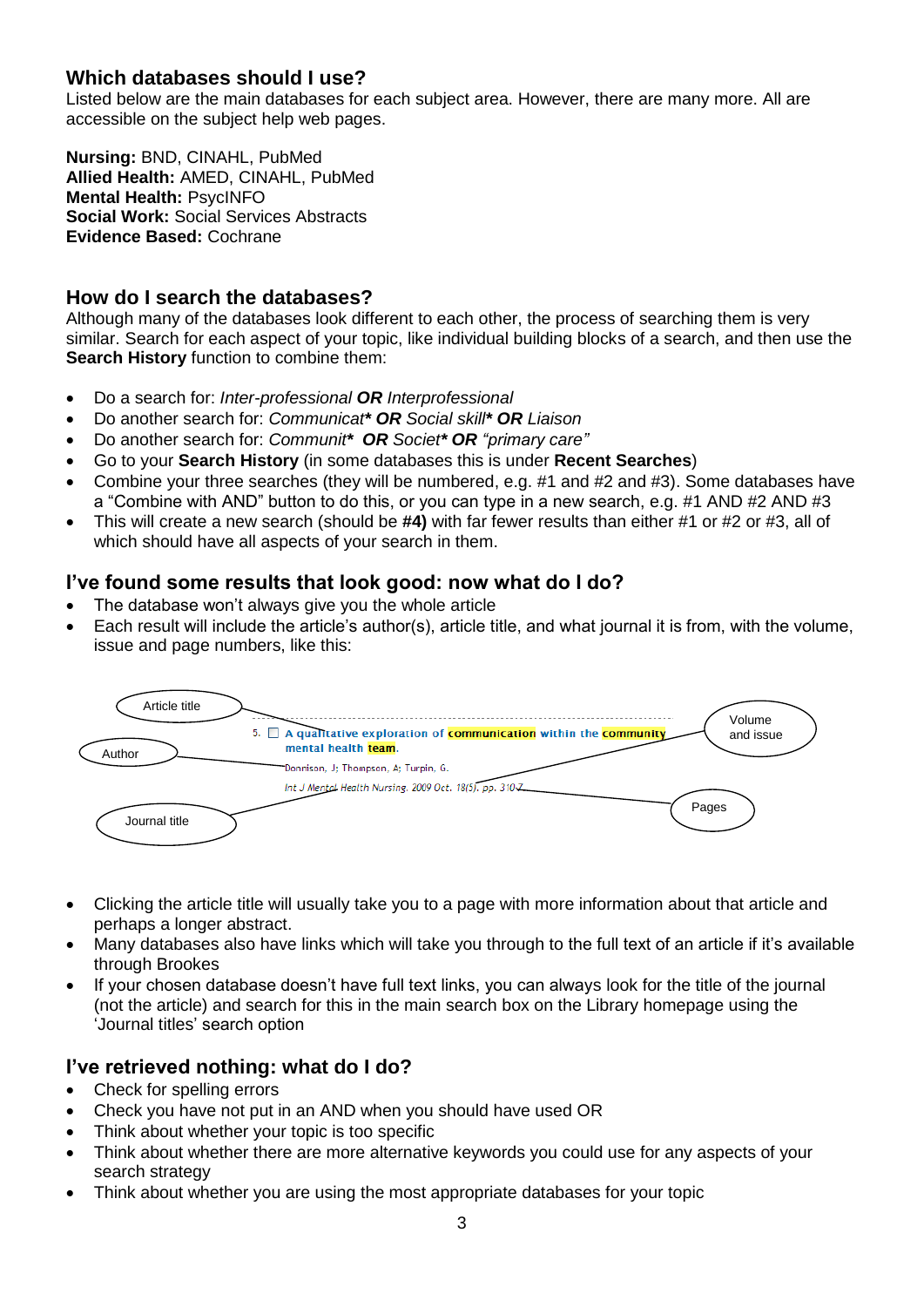## Which databases should I use?

Listed below are the main databases for each subject area. However, there are many more. All are accessible on the subject help web pages.

**Nursing:** BND, CINAHL, PubMed
**Allied Health:** AMED, CINAHL, PubMed
**Mental Health:** PsycINFO
**Social Work:** Social Services Abstracts
**Evidence Based:** Cochrane

## How do I search the databases?

Although many of the databases look different to each other, the process of searching them is very similar. Search for each aspect of your topic, like individual building blocks of a search, and then use the **Search History** function to combine them:

- Do a search for: *Inter-professional **OR** Interprofessional*
- Do another search for: *Communicat* **OR** Social skill* **OR** Liaison*
- Do another search for: *Communit* **OR** Societ* **OR** "primary care"*
- Go to your **Search History** (in some databases this is under **Recent Searches**)
- Combine your three searches (they will be numbered, e.g. #1 and #2 and #3). Some databases have a "Combine with AND" button to do this, or you can type in a new search, e.g. #1 AND #2 AND #3
- This will create a new search (should be **#4)** with far fewer results than either #1 or #2 or #3, all of which should have all aspects of your search in them.

## I've found some results that look good: now what do I do?

- The database won't always give you the whole article
- Each result will include the article's author(s), article title, and what journal it is from, with the volume, issue and page numbers, like this:

Article title — 5. A qualitative exploration of communication within the community mental health team.
Author — Donnison, J; Thompson, A; Turpin, G.
Journal title — Int J Mental Health Nursing. Volume and issue — 2009 Oct. 18(5). Pages — pp. 310-7.

- Clicking the article title will usually take you to a page with more information about that article and perhaps a longer abstract.
- Many databases also have links which will take you through to the full text of an article if it's available through Brookes
- If your chosen database doesn't have full text links, you can always look for the title of the journal (not the article) and search for this in the main search box on the Library homepage using the 'Journal titles' search option

## I've retrieved nothing: what do I do?

- Check for spelling errors
- Check you have not put in an AND when you should have used OR
- Think about whether your topic is too specific
- Think about whether there are more alternative keywords you could use for any aspects of your search strategy
- Think about whether you are using the most appropriate databases for your topic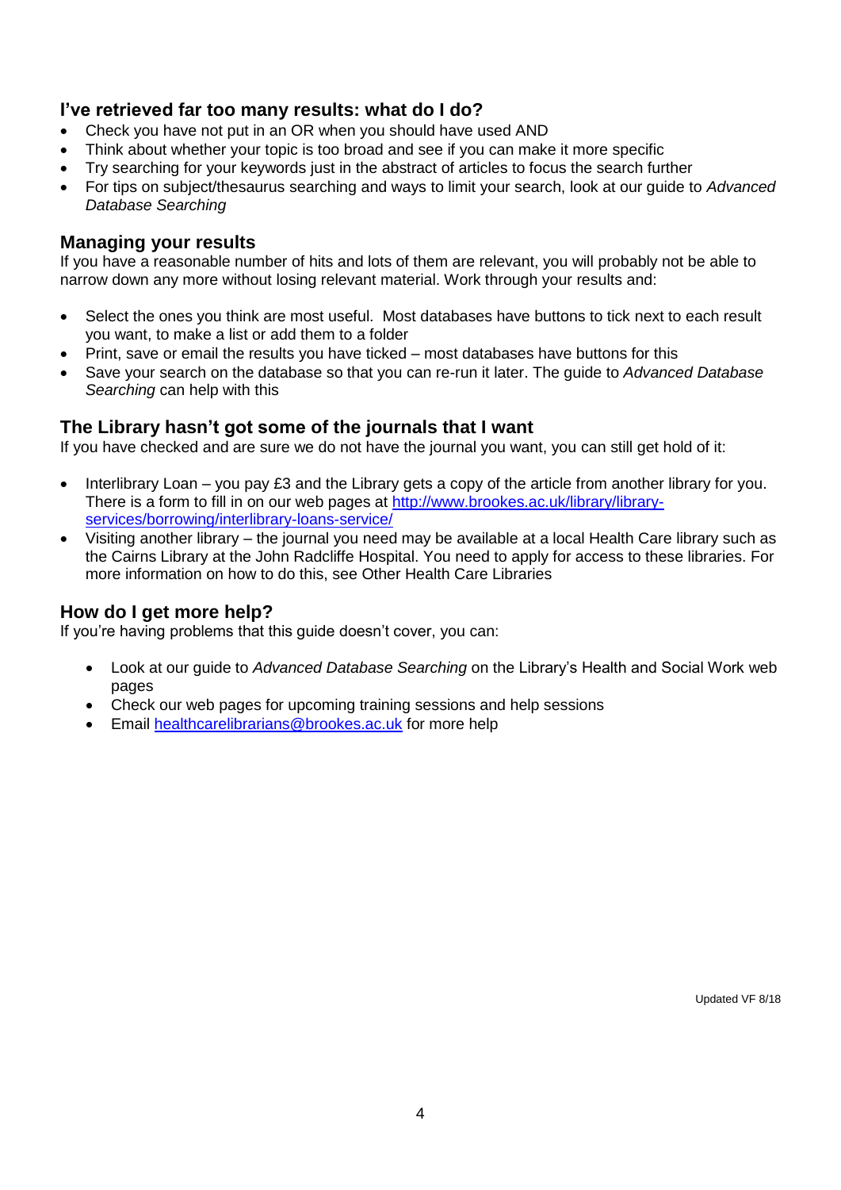## I've retrieved far too many results: what do I do?

- Check you have not put in an OR when you should have used AND
- Think about whether your topic is too broad and see if you can make it more specific
- Try searching for your keywords just in the abstract of articles to focus the search further
- For tips on subject/thesaurus searching and ways to limit your search, look at our guide to *Advanced Database Searching*

## Managing your results

If you have a reasonable number of hits and lots of them are relevant, you will probably not be able to narrow down any more without losing relevant material. Work through your results and:

- Select the ones you think are most useful. Most databases have buttons to tick next to each result you want, to make a list or add them to a folder
- Print, save or email the results you have ticked – most databases have buttons for this
- Save your search on the database so that you can re-run it later. The guide to *Advanced Database Searching* can help with this

## The Library hasn't got some of the journals that I want

If you have checked and are sure we do not have the journal you want, you can still get hold of it:

- Interlibrary Loan – you pay £3 and the Library gets a copy of the article from another library for you. There is a form to fill in on our web pages at [http://www.brookes.ac.uk/library/library-services/borrowing/interlibrary-loans-service/](http://www.brookes.ac.uk/library/library-services/borrowing/interlibrary-loans-service/)
- Visiting another library – the journal you need may be available at a local Health Care library such as the Cairns Library at the John Radcliffe Hospital. You need to apply for access to these libraries. For more information on how to do this, see Other Health Care Libraries

## How do I get more help?

If you're having problems that this guide doesn't cover, you can:

- Look at our guide to *Advanced Database Searching* on the Library's Health and Social Work web pages
- Check our web pages for upcoming training sessions and help sessions
- Email [healthcarelibrarians@brookes.ac.uk](mailto:healthcarelibrarians@brookes.ac.uk) for more help

Updated VF 8/18